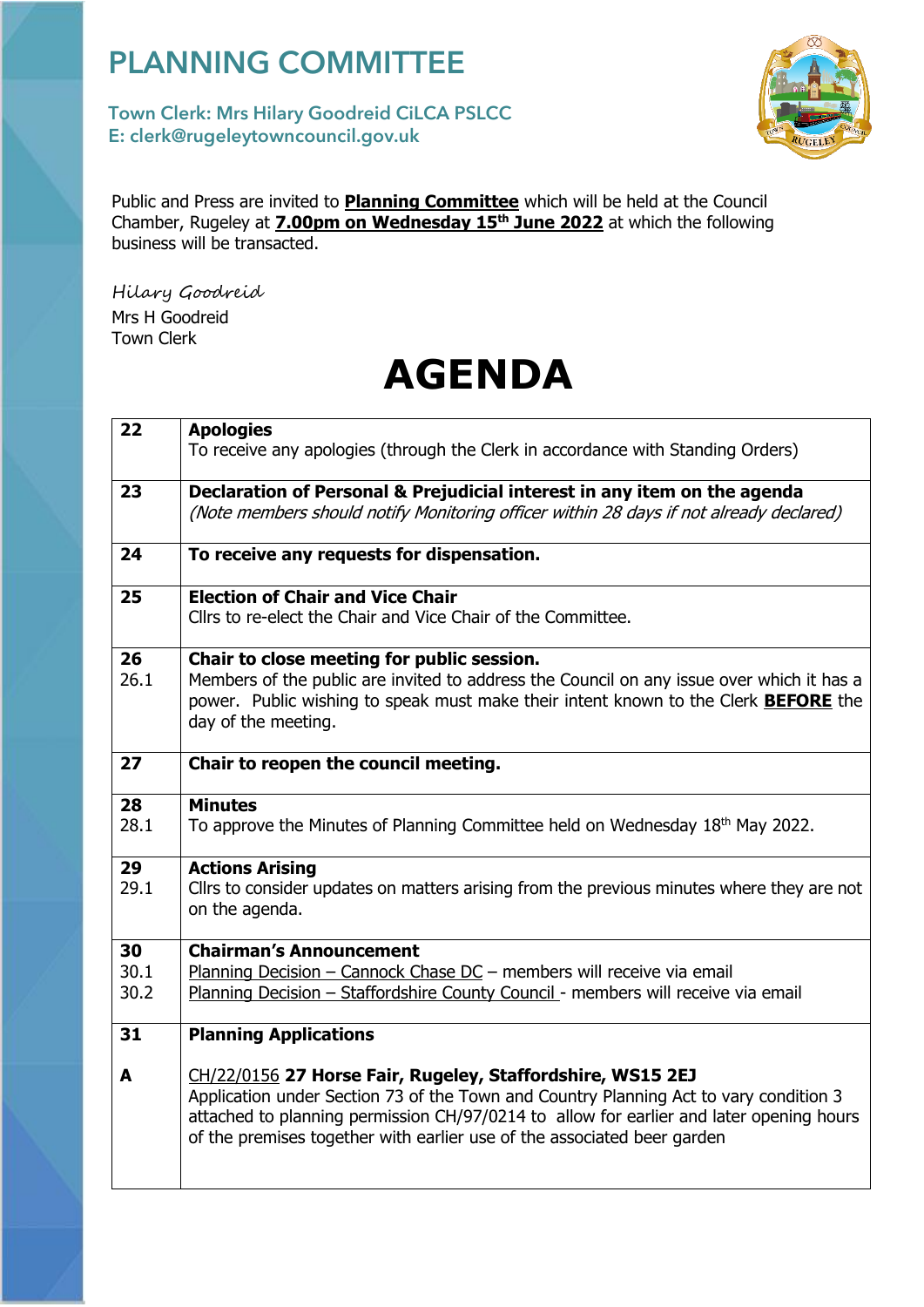# PLANNING COMMITTEE

**Town Clerk: Mrs Hilary Goodreid CiLCA PSLCC**
**E: clerk@rugeleytowncouncil.gov.uk**

Public and Press are invited to **Planning Committee** which will be held at the Council Chamber, Rugeley at **7.00pm on Wednesday 15th June 2022** at which the following business will be transacted.

*Hilary Goodreid*
Mrs H Goodreid
Town Clerk

# AGENDA

| | |
|---|---|
| 22 | **Apologies**<br>To receive any apologies (through the Clerk in accordance with Standing Orders) |
| 23 | **Declaration of Personal & Prejudicial interest in any item on the agenda**<br>*(Note members should notify Monitoring officer within 28 days if not already declared)* |
| 24 | **To receive any requests for dispensation.** |
| 25 | **Election of Chair and Vice Chair**<br>Cllrs to re-elect the Chair and Vice Chair of the Committee. |
| 26<br>26.1 | **Chair to close meeting for public session.**<br>Members of the public are invited to address the Council on any issue over which it has a power. Public wishing to speak must make their intent known to the Clerk **BEFORE** the day of the meeting. |
| 27 | **Chair to reopen the council meeting.** |
| 28<br>28.1 | **Minutes**<br>To approve the Minutes of Planning Committee held on Wednesday 18th May 2022. |
| 29<br>29.1 | **Actions Arising**<br>Cllrs to consider updates on matters arising from the previous minutes where they are not on the agenda. |
| 30<br>30.1<br>30.2 | **Chairman's Announcement**<br>Planning Decision – Cannock Chase DC – members will receive via email<br>Planning Decision – Staffordshire County Council - members will receive via email |
| 31<br><br>**A** | **Planning Applications**<br><br>CH/22/0156 **27 Horse Fair, Rugeley, Staffordshire, WS15 2EJ**<br>Application under Section 73 of the Town and Country Planning Act to vary condition 3 attached to planning permission CH/97/0214 to allow for earlier and later opening hours of the premises together with earlier use of the associated beer garden |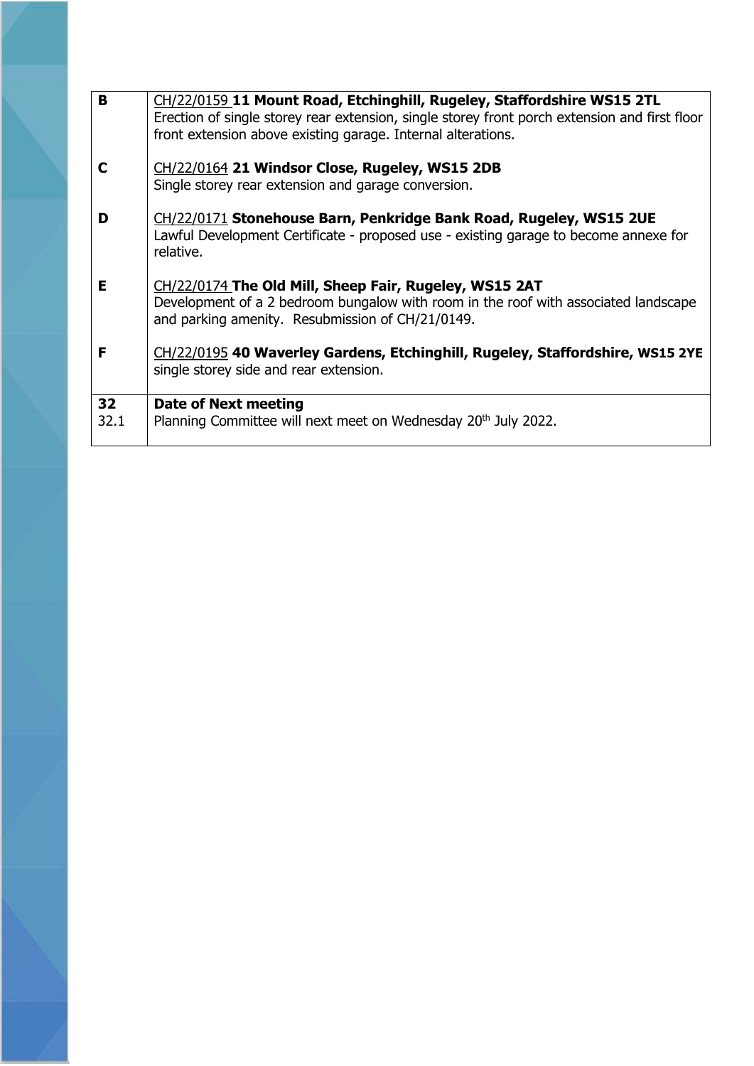| | |
|---|---|
| **B** | CH/22/0159 **11 Mount Road, Etchinghill, Rugeley, Staffordshire WS15 2TL**<br>Erection of single storey rear extension, single storey front porch extension and first floor front extension above existing garage. Internal alterations. |
| **C** | CH/22/0164 **21 Windsor Close, Rugeley, WS15 2DB**<br>Single storey rear extension and garage conversion. |
| **D** | CH/22/0171 **Stonehouse Barn, Penkridge Bank Road, Rugeley, WS15 2UE**<br>Lawful Development Certificate - proposed use - existing garage to become annexe for relative. |
| **E** | CH/22/0174 **The Old Mill, Sheep Fair, Rugeley, WS15 2AT**<br>Development of a 2 bedroom bungalow with room in the roof with associated landscape and parking amenity. Resubmission of CH/21/0149. |
| **F** | CH/22/0195 **40 Waverley Gardens, Etchinghill, Rugeley, Staffordshire, WS15 2YE**<br>single storey side and rear extension. |
| **32**<br>32.1 | **Date of Next meeting**<br>Planning Committee will next meet on Wednesday 20th July 2022. |